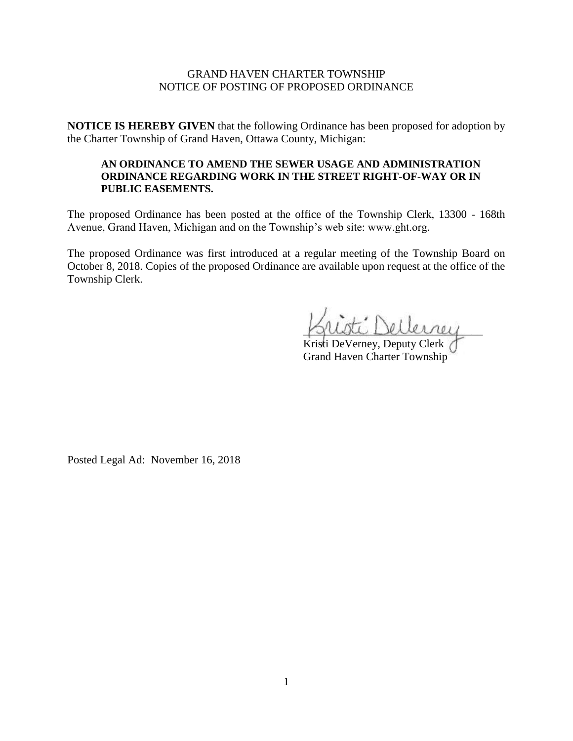GRAND HAVEN CHARTER TOWNSHIP
NOTICE OF POSTING OF PROPOSED ORDINANCE

**NOTICE IS HEREBY GIVEN** that the following Ordinance has been proposed for adoption by the Charter Township of Grand Haven, Ottawa County, Michigan:

**AN ORDINANCE TO AMEND THE SEWER USAGE AND ADMINISTRATION ORDINANCE REGARDING WORK IN THE STREET RIGHT-OF-WAY OR IN PUBLIC EASEMENTS.**

The proposed Ordinance has been posted at the office of the Township Clerk, 13300 - 168th Avenue, Grand Haven, Michigan and on the Township's web site: www.ght.org.

The proposed Ordinance was first introduced at a regular meeting of the Township Board on October 8, 2018. Copies of the proposed Ordinance are available upon request at the office of the Township Clerk.

Kristi DeVerney, Deputy Clerk
Grand Haven Charter Township

Posted Legal Ad: November 16, 2018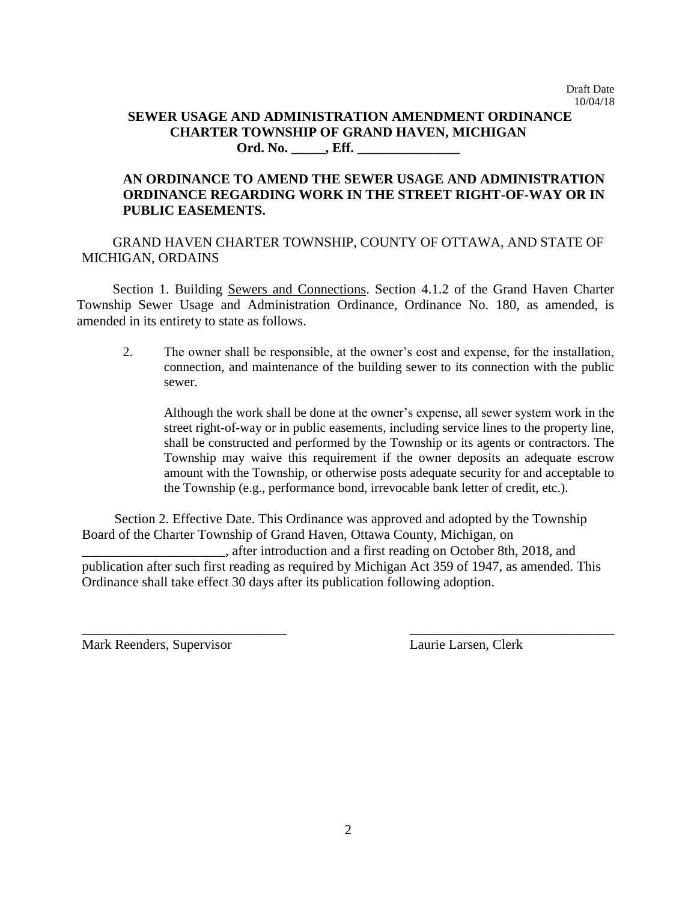Draft Date
10/04/18

**SEWER USAGE AND ADMINISTRATION AMENDMENT ORDINANCE**
**CHARTER TOWNSHIP OF GRAND HAVEN, MICHIGAN**
**Ord. No. _____, Eff. _______________**

**AN ORDINANCE TO AMEND THE SEWER USAGE AND ADMINISTRATION ORDINANCE REGARDING WORK IN THE STREET RIGHT-OF-WAY OR IN PUBLIC EASEMENTS.**

GRAND HAVEN CHARTER TOWNSHIP, COUNTY OF OTTAWA, AND STATE OF MICHIGAN, ORDAINS

Section 1. Building Sewers and Connections. Section 4.1.2 of the Grand Haven Charter Township Sewer Usage and Administration Ordinance, Ordinance No. 180, as amended, is amended in its entirety to state as follows.

> 2. The owner shall be responsible, at the owner's cost and expense, for the installation, connection, and maintenance of the building sewer to its connection with the public sewer.
>
> Although the work shall be done at the owner's expense, all sewer system work in the street right-of-way or in public easements, including service lines to the property line, shall be constructed and performed by the Township or its agents or contractors. The Township may waive this requirement if the owner deposits an adequate escrow amount with the Township, or otherwise posts adequate security for and acceptable to the Township (e.g., performance bond, irrevocable bank letter of credit, etc.).

Section 2. Effective Date. This Ordinance was approved and adopted by the Township Board of the Charter Township of Grand Haven, Ottawa County, Michigan, on _____________________, after introduction and a first reading on October 8th, 2018, and publication after such first reading as required by Michigan Act 359 of 1947, as amended. This Ordinance shall take effect 30 days after its publication following adoption.

_______________________________ 
Mark Reenders, Supervisor

_______________________________
Laurie Larsen, Clerk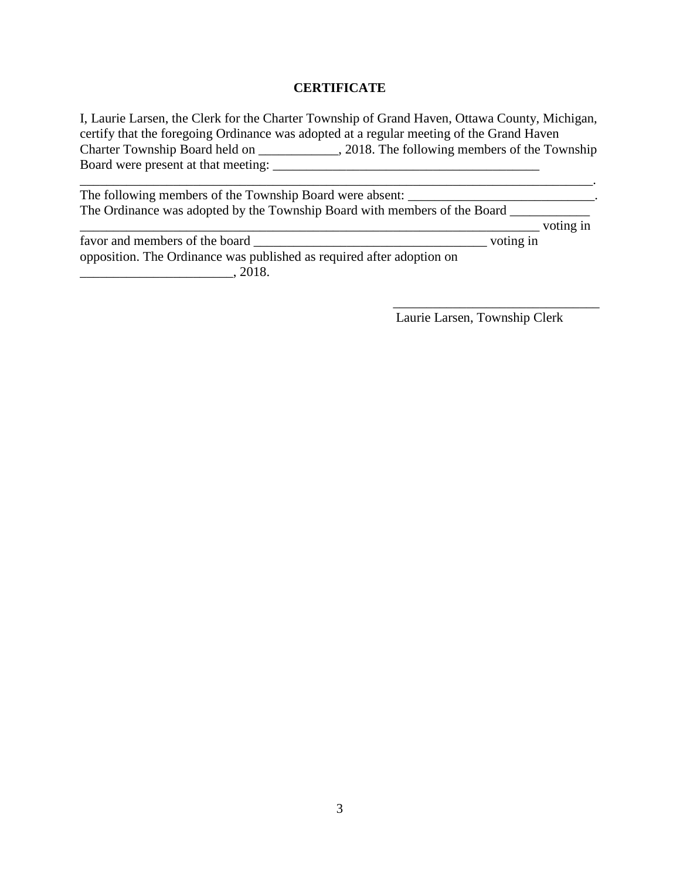**CERTIFICATE**

I, Laurie Larsen, the Clerk for the Charter Township of Grand Haven, Ottawa County, Michigan, certify that the foregoing Ordinance was adopted at a regular meeting of the Grand Haven Charter Township Board held on ____________, 2018. The following members of the Township Board were present at that meeting: ________________________________________ ______________________________________________________________________________. The following members of the Township Board were absent: ____________________________. The Ordinance was adopted by the Township Board with members of the Board ____________ ______________________________________________________________________ voting in favor and members of the board ___________________________________ voting in opposition. The Ordinance was published as required after adoption on _______________________, 2018.

_______________________________
Laurie Larsen, Township Clerk